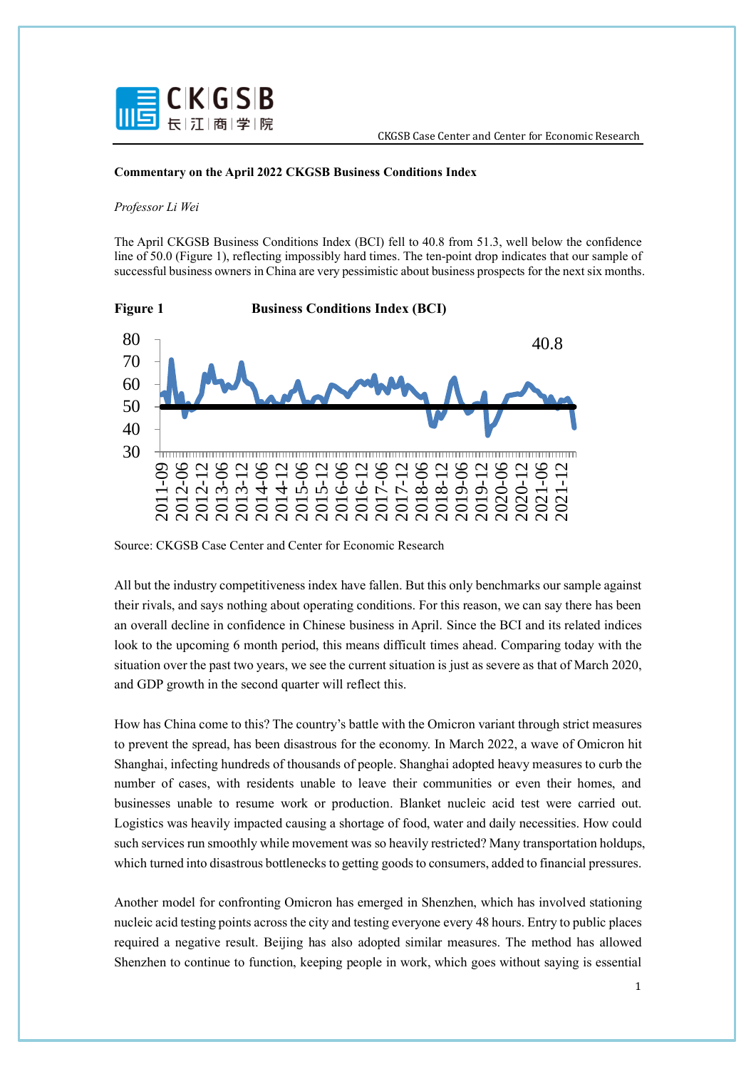**Commentary on the April 2022 CKGSB Business Conditions Index**

*Professor Li Wei*

The April CKGSB Business Conditions Index (BCI) fell to 40.8 from 51.3, well below the confidence line of 50.0 (Figure 1), reflecting impossibly hard times. The ten-point drop indicates that our sample of successful business owners in China are very pessimistic about business prospects for the next six months.

**Figure 1** **Business Conditions Index (BCI)**

Source: CKGSB Case Center and Center for Economic Research

All but the industry competitiveness index have fallen. But this only benchmarks our sample against their rivals, and says nothing about operating conditions. For this reason, we can say there has been an overall decline in confidence in Chinese business in April. Since the BCI and its related indices look to the upcoming 6 month period, this means difficult times ahead. Comparing today with the situation over the past two years, we see the current situation is just as severe as that of March 2020, and GDP growth in the second quarter will reflect this.

How has China come to this? The country's battle with the Omicron variant through strict measures to prevent the spread, has been disastrous for the economy. In March 2022, a wave of Omicron hit Shanghai, infecting hundreds of thousands of people. Shanghai adopted heavy measures to curb the number of cases, with residents unable to leave their communities or even their homes, and businesses unable to resume work or production. Blanket nucleic acid test were carried out. Logistics was heavily impacted causing a shortage of food, water and daily necessities. How could such services run smoothly while movement was so heavily restricted? Many transportation holdups, which turned into disastrous bottlenecks to getting goods to consumers, added to financial pressures.

Another model for confronting Omicron has emerged in Shenzhen, which has involved stationing nucleic acid testing points across the city and testing everyone every 48 hours. Entry to public places required a negative result. Beijing has also adopted similar measures. The method has allowed Shenzhen to continue to function, keeping people in work, which goes without saying is essential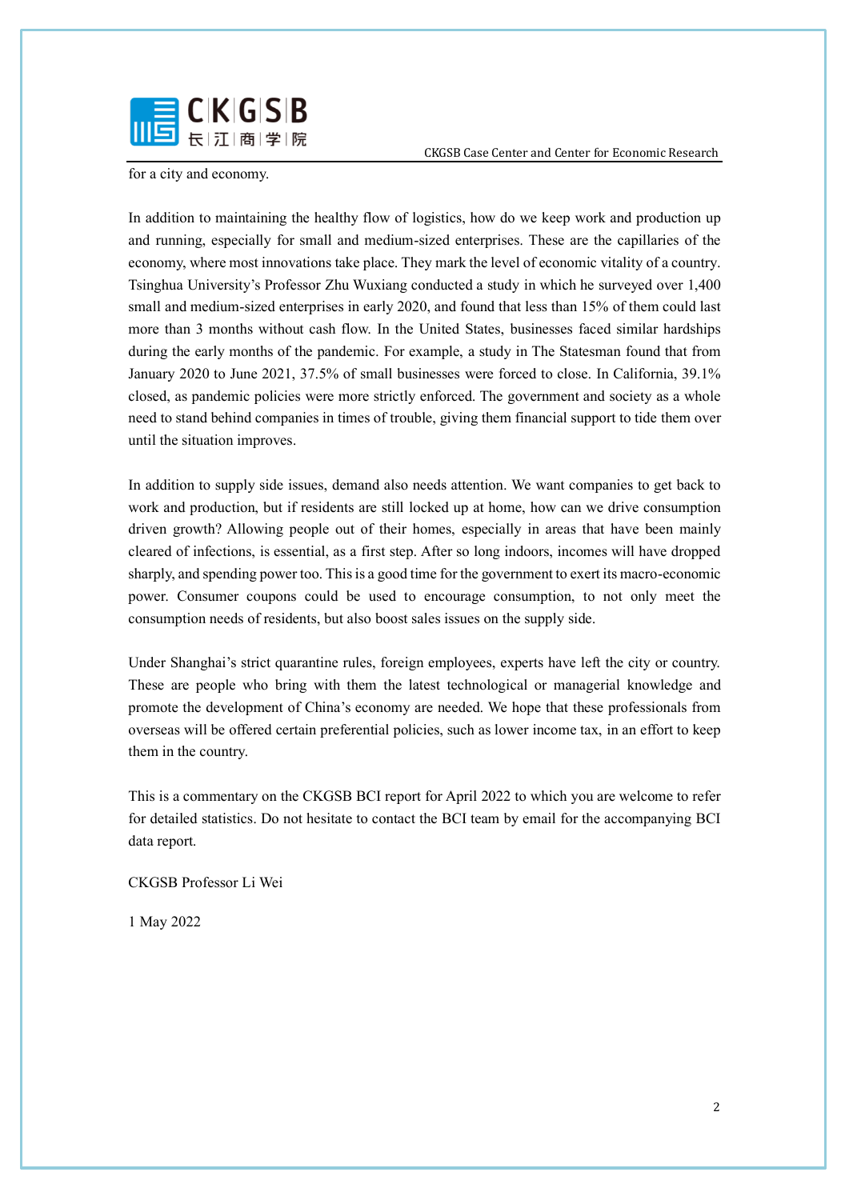for a city and economy.

In addition to maintaining the healthy flow of logistics, how do we keep work and production up and running, especially for small and medium-sized enterprises. These are the capillaries of the economy, where most innovations take place. They mark the level of economic vitality of a country. Tsinghua University's Professor Zhu Wuxiang conducted a study in which he surveyed over 1,400 small and medium-sized enterprises in early 2020, and found that less than 15% of them could last more than 3 months without cash flow. In the United States, businesses faced similar hardships during the early months of the pandemic. For example, a study in The Statesman found that from January 2020 to June 2021, 37.5% of small businesses were forced to close. In California, 39.1% closed, as pandemic policies were more strictly enforced. The government and society as a whole need to stand behind companies in times of trouble, giving them financial support to tide them over until the situation improves.

In addition to supply side issues, demand also needs attention. We want companies to get back to work and production, but if residents are still locked up at home, how can we drive consumption driven growth? Allowing people out of their homes, especially in areas that have been mainly cleared of infections, is essential, as a first step. After so long indoors, incomes will have dropped sharply, and spending power too. This is a good time for the government to exert its macro-economic power. Consumer coupons could be used to encourage consumption, to not only meet the consumption needs of residents, but also boost sales issues on the supply side.

Under Shanghai's strict quarantine rules, foreign employees, experts have left the city or country. These are people who bring with them the latest technological or managerial knowledge and promote the development of China's economy are needed. We hope that these professionals from overseas will be offered certain preferential policies, such as lower income tax, in an effort to keep them in the country.

This is a commentary on the CKGSB BCI report for April 2022 to which you are welcome to refer for detailed statistics. Do not hesitate to contact the BCI team by email for the accompanying BCI data report.

CKGSB Professor Li Wei

1 May 2022